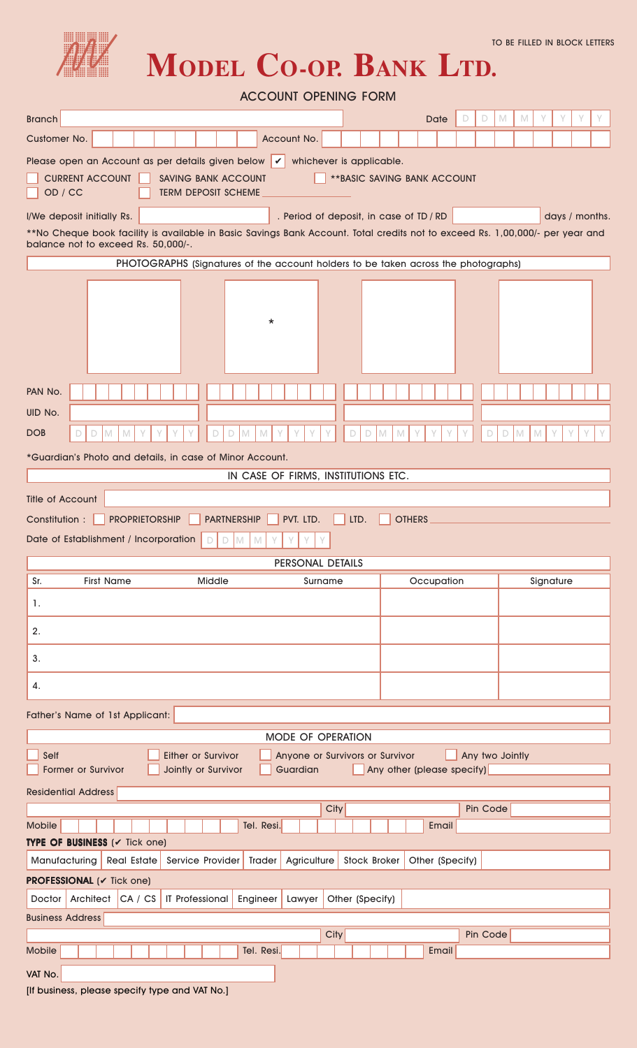TO BE FILLED IN BLOCK LETTERS

# MODEL CO-OP. BANK LTD.

## ACCOUNT OPENING FORM

Branch ______________________ Date D D M M Y Y Y Y

Customer No. ______________________ Account No. ______________________

Please open an Account as per details given below ✔ whichever is applicable.

- ☐ CURRENT ACCOUNT
- ☐ SAVING BANK ACCOUNT
- ☐ **BASIC SAVING BANK ACCOUNT
- ☐ OD / CC
- ☐ TERM DEPOSIT SCHEME ______________________

I/We deposit initially Rs. ______________________ . Period of deposit, in case of TD / RD ______________________ days / months.

**No Cheque book facility is available in Basic Savings Bank Account. Total credits not to exceed Rs. 1,00,000/- per year and balance not to exceed Rs. 50,000/-.

PHOTOGRAPHS (Signatures of the account holders to be taken across the photographs)

| | | * | | |
|---|---|---|---|---|
| PAN No. | | | | |
| UID No. | | | | |
| DOB | D D M M Y Y Y Y | D D M M Y Y Y Y | D D M M Y Y Y Y | D D M M Y Y Y Y |

*Guardian's Photo and details, in case of Minor Account.

### IN CASE OF FIRMS, INSTITUTIONS ETC.

Title of Account ______________________

Constitution : ☐ PROPRIETORSHIP ☐ PARTNERSHIP ☐ PVT. LTD. ☐ LTD. ☐ OTHERS ______________________

Date of Establishment / Incorporation D D M M Y Y Y Y

### PERSONAL DETAILS

| Sr. | First Name | Middle | Surname | Occupation | Signature |
|---|---|---|---|---|---|
| 1. | | | | | |
| 2. | | | | | |
| 3. | | | | | |
| 4. | | | | | |

Father's Name of 1st Applicant: ______________________

### MODE OF OPERATION

- ☐ Self
- ☐ Either or Survivor
- ☐ Anyone or Survivors or Survivor
- ☐ Any two Jointly
- ☐ Former or Survivor
- ☐ Jointly or Survivor
- ☐ Guardian
- ☐ Any other (please specify) ______________________

Residential Address ______________________

______________________ City ______________________ Pin Code ______________________

Mobile ______________________ Tel. Resi. ______________________ Email ______________________

**TYPE OF BUSINESS** (✔ Tick one)

| Manufacturing | Real Estate | Service Provider | Trader | Agriculture | Stock Broker | Other (Specify) | |
|---|---|---|---|---|---|---|---|

**PROFESSIONAL** (✔ Tick one)

| Doctor | Architect | CA / CS | IT Professional | Engineer | Lawyer | Other (Specify) | |
|---|---|---|---|---|---|---|---|

Business Address ______________________

______________________ City ______________________ Pin Code ______________________

Mobile ______________________ Tel. Resi. ______________________ Email ______________________

VAT No. ______________________

[If business, please specify type and VAT No.]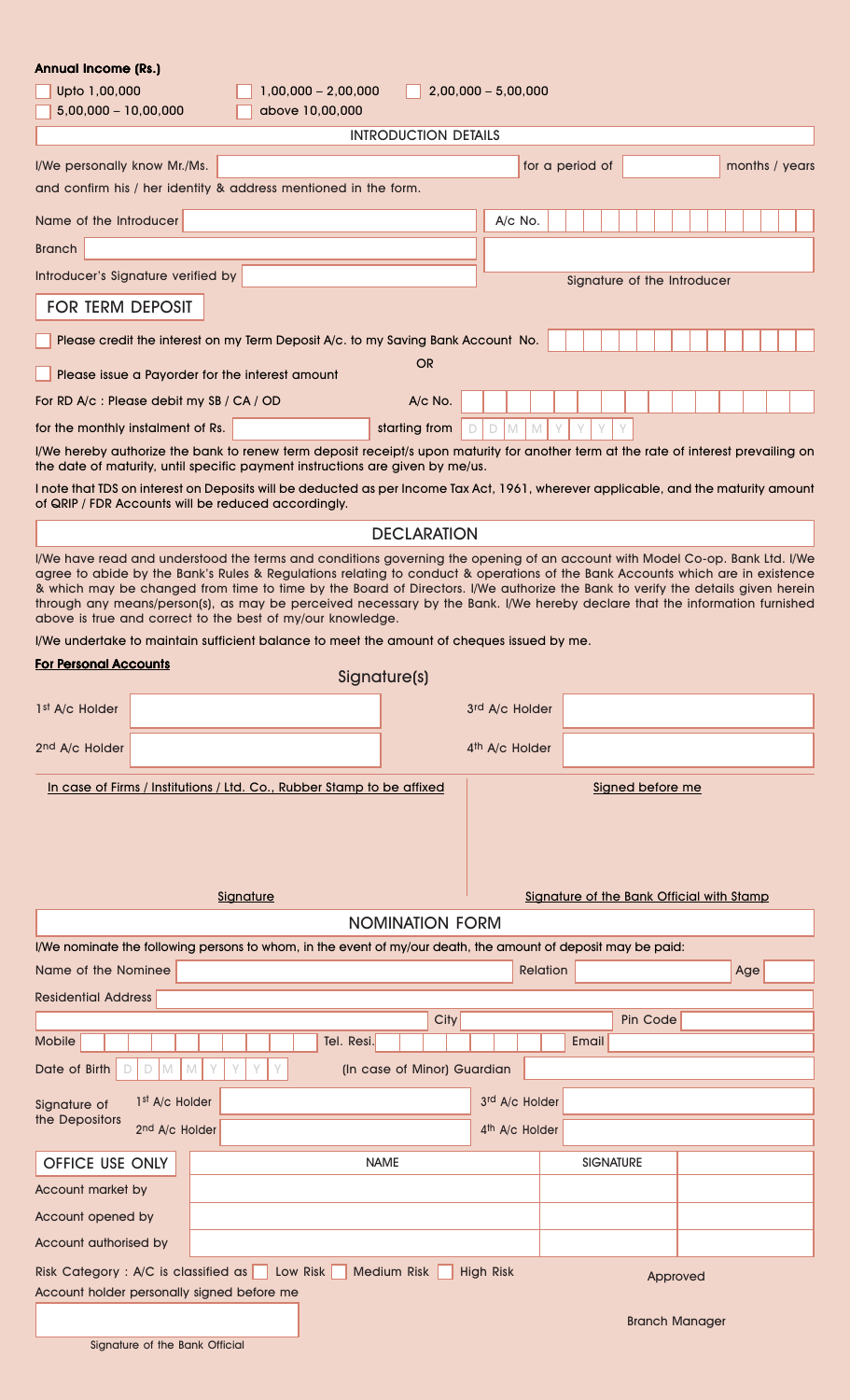**Annual Income (Rs.)**

☐ Upto 1,00,000 ☐ 1,00,000 – 2,00,000 ☐ 2,00,000 – 5,00,000
☐ 5,00,000 – 10,00,000 ☐ above 10,00,000

## INTRODUCTION DETAILS

I/We personally know Mr./Ms. ____________ for a period of ______ months / years
and confirm his / her identity & address mentioned in the form.

Name of the Introducer ____________ A/c No. ____________

Branch ____________

Introducer's Signature verified by ____________ Signature of the Introducer

## FOR TERM DEPOSIT

☐ Please credit the interest on my Term Deposit A/c. to my Saving Bank Account No. ____________

OR

☐ Please issue a Payorder for the interest amount

For RD A/c : Please debit my SB / CA / OD A/c No. ____________

for the monthly instalment of Rs. ______ starting from D D M M Y Y Y Y

I/We hereby authorize the bank to renew term deposit receipt/s upon maturity for another term at the rate of interest prevailing on the date of maturity, until specific payment instructions are given by me/us.

I note that TDS on interest on Deposits will be deducted as per Income Tax Act, 1961, wherever applicable, and the maturity amount of QRIP / FDR Accounts will be reduced accordingly.

## DECLARATION

I/We have read and understood the terms and conditions governing the opening of an account with Model Co-op. Bank Ltd. I/We agree to abide by the Bank's Rules & Regulations relating to conduct & operations of the Bank Accounts which are in existence & which may be changed from time to time by the Board of Directors. I/We authorize the Bank to verify the details given herein through any means/person(s), as may be perceived necessary by the Bank. I/We hereby declare that the information furnished above is true and correct to the best of my/our knowledge.

I/We undertake to maintain sufficient balance to meet the amount of cheques issued by me.

**For Personal Accounts**

Signature(s)

| | | | |
|---|---|---|---|
| 1st A/c Holder | | 3rd A/c Holder | |
| 2nd A/c Holder | | 4th A/c Holder | |

In case of Firms / Institutions / Ltd. Co., Rubber Stamp to be affixed — Signed before me

Signature — Signature of the Bank Official with Stamp

## NOMINATION FORM

I/We nominate the following persons to whom, in the event of my/our death, the amount of deposit may be paid:

Name of the Nominee ____________ Relation ______ Age ____

Residential Address ____________

City ______ Pin Code ______

Mobile ____________ Tel. Resi. ____________ Email ____________

Date of Birth D D M M Y Y Y Y (In case of Minor) Guardian ____________

| Signature of the Depositors | | | |
|---|---|---|---|
| 1st A/c Holder | | 3rd A/c Holder | |
| 2nd A/c Holder | | 4th A/c Holder | |

| OFFICE USE ONLY | NAME | SIGNATURE | |
|---|---|---|---|
| Account market by | | | |
| Account opened by | | | |
| Account authorised by | | | |

Risk Category : A/C is classified as ☐ Low Risk ☐ Medium Risk ☐ High Risk

Account holder personally signed before me

Approved

Branch Manager

Signature of the Bank Official